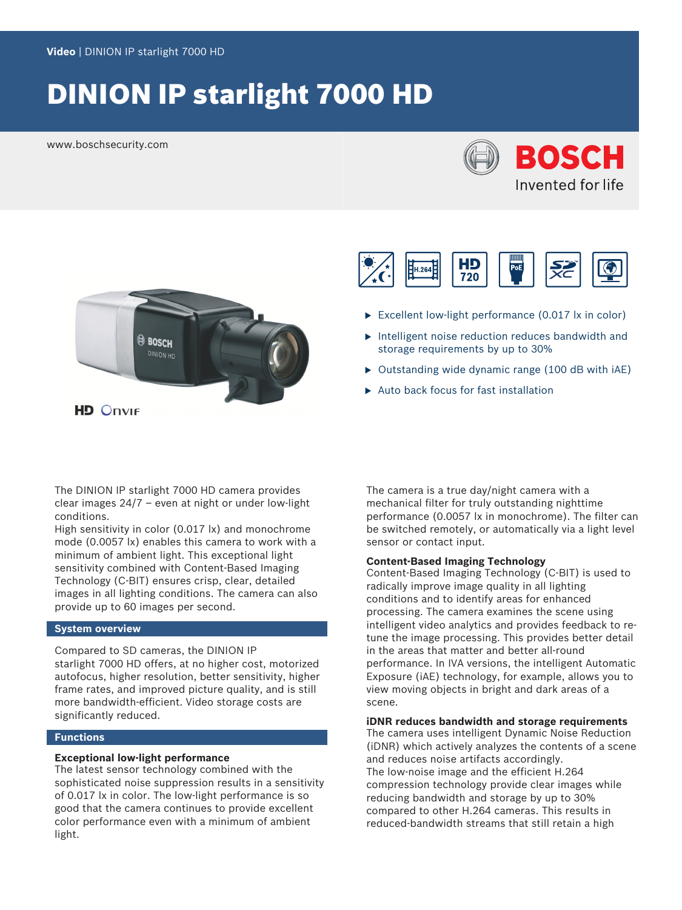**Video** | DINION IP starlight 7000 HD

# DINION IP starlight 7000 HD

www.boschsecurity.com

- Excellent low-light performance (0.017 lx in color)
- Intelligent noise reduction reduces bandwidth and storage requirements by up to 30%
- Outstanding wide dynamic range (100 dB with iAE)
- Auto back focus for fast installation

The DINION IP starlight 7000 HD camera provides clear images 24/7 – even at night or under low-light conditions.

High sensitivity in color (0.017 lx) and monochrome mode (0.0057 lx) enables this camera to work with a minimum of ambient light. This exceptional light sensitivity combined with Content-Based Imaging Technology (C-BIT) ensures crisp, clear, detailed images in all lighting conditions. The camera can also provide up to 60 images per second.

## System overview

Compared to SD cameras, the DINION IP starlight 7000 HD offers, at no higher cost, motorized autofocus, higher resolution, better sensitivity, higher frame rates, and improved picture quality, and is still more bandwidth-efficient. Video storage costs are significantly reduced.

## Functions

### Exceptional low-light performance

The latest sensor technology combined with the sophisticated noise suppression results in a sensitivity of 0.017 lx in color. The low-light performance is so good that the camera continues to provide excellent color performance even with a minimum of ambient light.

The camera is a true day/night camera with a mechanical filter for truly outstanding nighttime performance (0.0057 lx in monochrome). The filter can be switched remotely, or automatically via a light level sensor or contact input.

### Content-Based Imaging Technology

Content-Based Imaging Technology (C-BIT) is used to radically improve image quality in all lighting conditions and to identify areas for enhanced processing. The camera examines the scene using intelligent video analytics and provides feedback to re-tune the image processing. This provides better detail in the areas that matter and better all-round performance. In IVA versions, the intelligent Automatic Exposure (iAE) technology, for example, allows you to view moving objects in bright and dark areas of a scene.

### iDNR reduces bandwidth and storage requirements

The camera uses intelligent Dynamic Noise Reduction (iDNR) which actively analyzes the contents of a scene and reduces noise artifacts accordingly.

The low-noise image and the efficient H.264 compression technology provide clear images while reducing bandwidth and storage by up to 30% compared to other H.264 cameras. This results in reduced-bandwidth streams that still retain a high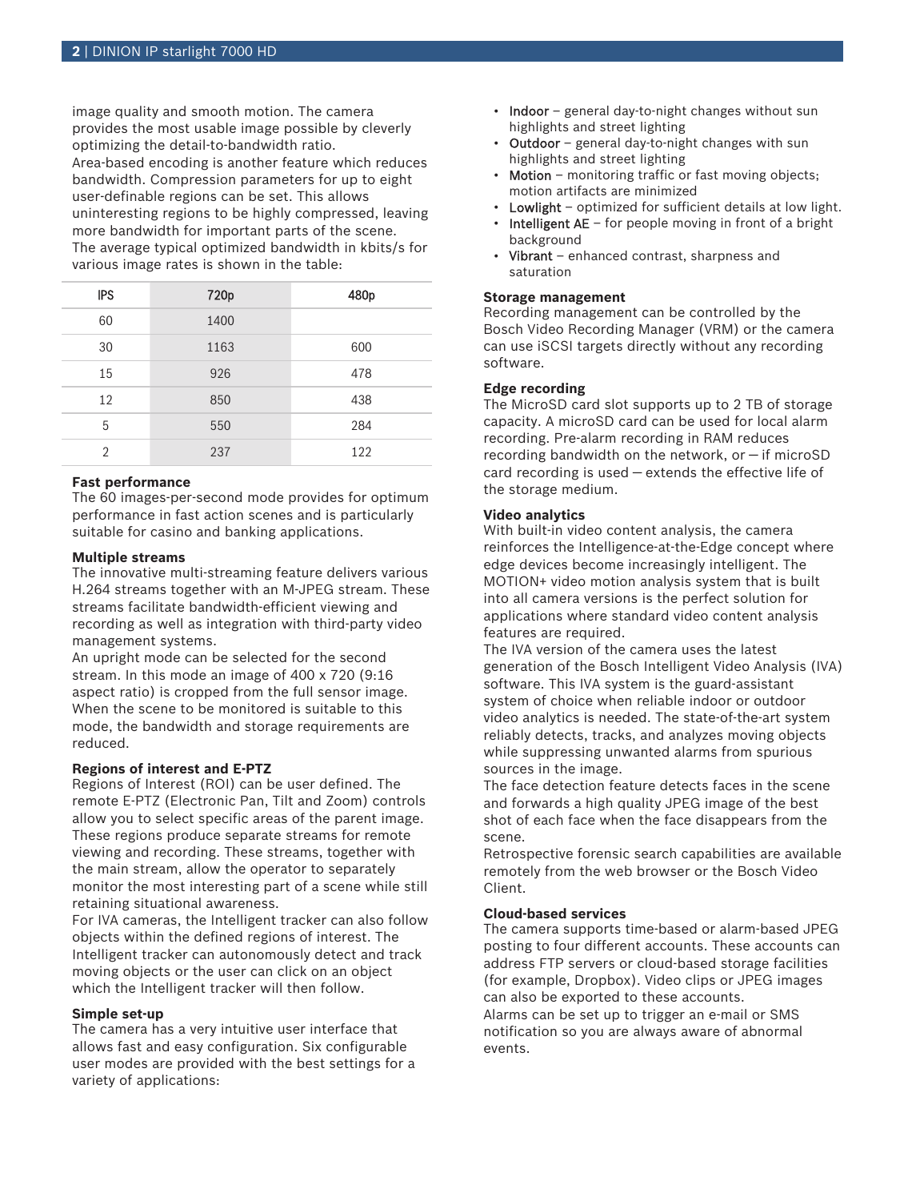image quality and smooth motion. The camera provides the most usable image possible by cleverly optimizing the detail-to-bandwidth ratio.
Area-based encoding is another feature which reduces bandwidth. Compression parameters for up to eight user-definable regions can be set. This allows uninteresting regions to be highly compressed, leaving more bandwidth for important parts of the scene.
The average typical optimized bandwidth in kbits/s for various image rates is shown in the table:

| IPS | 720p | 480p |
|---|---|---|
| 60 | 1400 | |
| 30 | 1163 | 600 |
| 15 | 926 | 478 |
| 12 | 850 | 438 |
| 5 | 550 | 284 |
| 2 | 237 | 122 |

### Fast performance

The 60 images-per-second mode provides for optimum performance in fast action scenes and is particularly suitable for casino and banking applications.

### Multiple streams

The innovative multi-streaming feature delivers various H.264 streams together with an M-JPEG stream. These streams facilitate bandwidth-efficient viewing and recording as well as integration with third-party video management systems.
An upright mode can be selected for the second stream. In this mode an image of 400 x 720 (9:16 aspect ratio) is cropped from the full sensor image. When the scene to be monitored is suitable to this mode, the bandwidth and storage requirements are reduced.

### Regions of interest and E-PTZ

Regions of Interest (ROI) can be user defined. The remote E-PTZ (Electronic Pan, Tilt and Zoom) controls allow you to select specific areas of the parent image. These regions produce separate streams for remote viewing and recording. These streams, together with the main stream, allow the operator to separately monitor the most interesting part of a scene while still retaining situational awareness.
For IVA cameras, the Intelligent tracker can also follow objects within the defined regions of interest. The Intelligent tracker can autonomously detect and track moving objects or the user can click on an object which the Intelligent tracker will then follow.

### Simple set-up

The camera has a very intuitive user interface that allows fast and easy configuration. Six configurable user modes are provided with the best settings for a variety of applications:

- Indoor – general day-to-night changes without sun highlights and street lighting
- Outdoor – general day-to-night changes with sun highlights and street lighting
- Motion – monitoring traffic or fast moving objects; motion artifacts are minimized
- Lowlight – optimized for sufficient details at low light.
- Intelligent AE – for people moving in front of a bright background
- Vibrant – enhanced contrast, sharpness and saturation

### Storage management

Recording management can be controlled by the Bosch Video Recording Manager (VRM) or the camera can use iSCSI targets directly without any recording software.

### Edge recording

The MicroSD card slot supports up to 2 TB of storage capacity. A microSD card can be used for local alarm recording. Pre-alarm recording in RAM reduces recording bandwidth on the network, or – if microSD card recording is used – extends the effective life of the storage medium.

### Video analytics

With built-in video content analysis, the camera reinforces the Intelligence-at-the-Edge concept where edge devices become increasingly intelligent. The MOTION+ video motion analysis system that is built into all camera versions is the perfect solution for applications where standard video content analysis features are required.
The IVA version of the camera uses the latest generation of the Bosch Intelligent Video Analysis (IVA) software. This IVA system is the guard-assistant system of choice when reliable indoor or outdoor video analytics is needed. The state-of-the-art system reliably detects, tracks, and analyzes moving objects while suppressing unwanted alarms from spurious sources in the image.
The face detection feature detects faces in the scene and forwards a high quality JPEG image of the best shot of each face when the face disappears from the scene.
Retrospective forensic search capabilities are available remotely from the web browser or the Bosch Video Client.

### Cloud-based services

The camera supports time-based or alarm-based JPEG posting to four different accounts. These accounts can address FTP servers or cloud-based storage facilities (for example, Dropbox). Video clips or JPEG images can also be exported to these accounts.
Alarms can be set up to trigger an e-mail or SMS notification so you are always aware of abnormal events.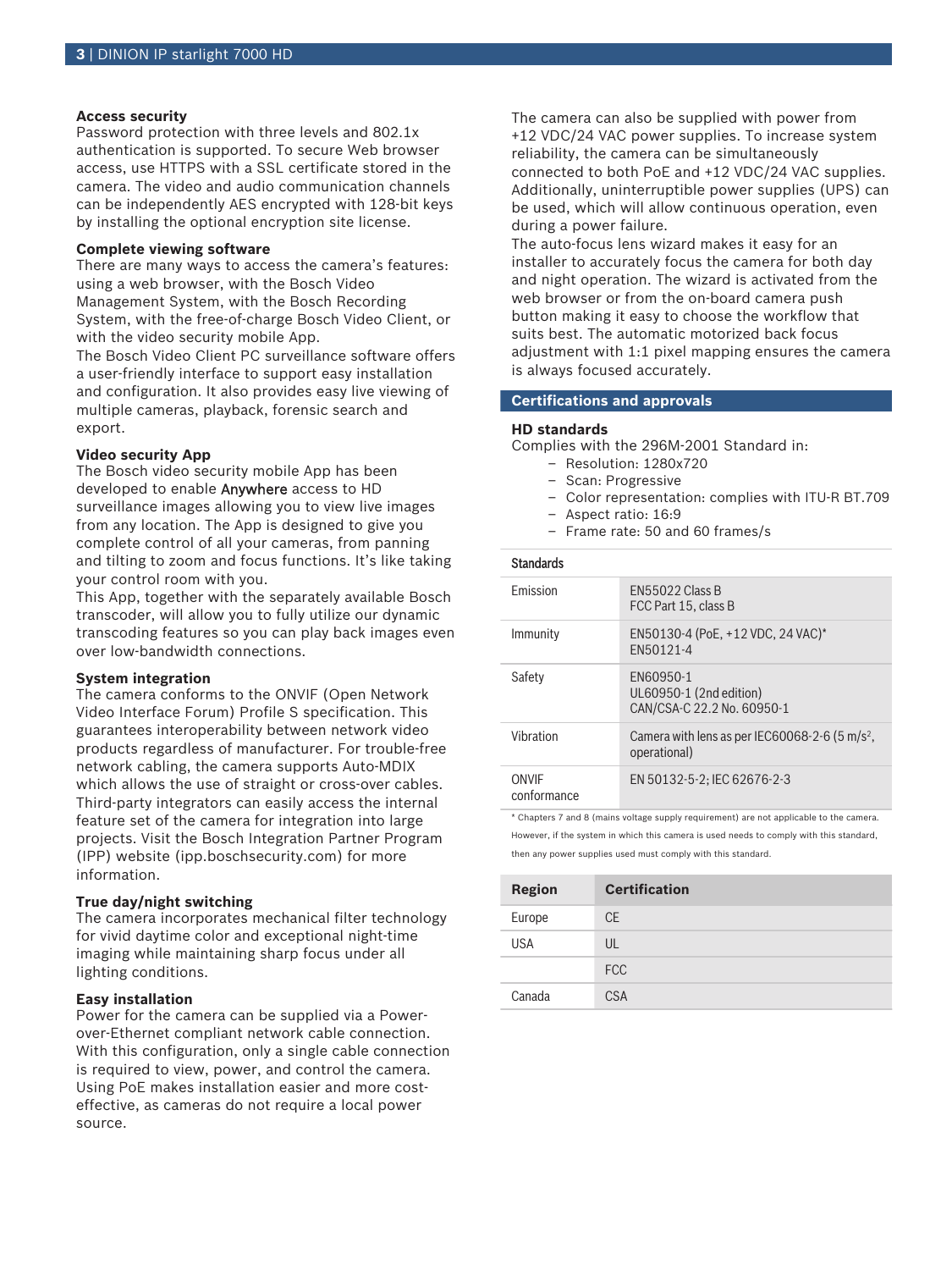### Access security

Password protection with three levels and 802.1x authentication is supported. To secure Web browser access, use HTTPS with a SSL certificate stored in the camera. The video and audio communication channels can be independently AES encrypted with 128-bit keys by installing the optional encryption site license.

### Complete viewing software

There are many ways to access the camera's features: using a web browser, with the Bosch Video Management System, with the Bosch Recording System, with the free-of-charge Bosch Video Client, or with the video security mobile App.

The Bosch Video Client PC surveillance software offers a user-friendly interface to support easy installation and configuration. It also provides easy live viewing of multiple cameras, playback, forensic search and export.

### Video security App

The Bosch video security mobile App has been developed to enable Anywhere access to HD surveillance images allowing you to view live images from any location. The App is designed to give you complete control of all your cameras, from panning and tilting to zoom and focus functions. It's like taking your control room with you.

This App, together with the separately available Bosch transcoder, will allow you to fully utilize our dynamic transcoding features so you can play back images even over low-bandwidth connections.

### System integration

The camera conforms to the ONVIF (Open Network Video Interface Forum) Profile S specification. This guarantees interoperability between network video products regardless of manufacturer. For trouble-free network cabling, the camera supports Auto-MDIX which allows the use of straight or cross-over cables. Third-party integrators can easily access the internal feature set of the camera for integration into large projects. Visit the Bosch Integration Partner Program (IPP) website (ipp.boschsecurity.com) for more information.

### True day/night switching

The camera incorporates mechanical filter technology for vivid daytime color and exceptional night-time imaging while maintaining sharp focus under all lighting conditions.

### Easy installation

Power for the camera can be supplied via a Power-over-Ethernet compliant network cable connection. With this configuration, only a single cable connection is required to view, power, and control the camera. Using PoE makes installation easier and more cost-effective, as cameras do not require a local power source.

The camera can also be supplied with power from +12 VDC/24 VAC power supplies. To increase system reliability, the camera can be simultaneously connected to both PoE and +12 VDC/24 VAC supplies. Additionally, uninterruptible power supplies (UPS) can be used, which will allow continuous operation, even during a power failure.

The auto-focus lens wizard makes it easy for an installer to accurately focus the camera for both day and night operation. The wizard is activated from the web browser or from the on-board camera push button making it easy to choose the workflow that suits best. The automatic motorized back focus adjustment with 1:1 pixel mapping ensures the camera is always focused accurately.

## Certifications and approvals

### HD standards

Complies with the 296M-2001 Standard in:

- Resolution: 1280x720
- Scan: Progressive
- Color representation: complies with ITU-R BT.709
- Aspect ratio: 16:9
- Frame rate: 50 and 60 frames/s

| Standards | |
|---|---|
| Emission | EN55022 Class B<br>FCC Part 15, class B |
| Immunity | EN50130-4 (PoE, +12 VDC, 24 VAC)*<br>EN50121-4 |
| Safety | EN60950-1<br>UL60950-1 (2nd edition)<br>CAN/CSA-C 22.2 No. 60950-1 |
| Vibration | Camera with lens as per IEC60068-2-6 (5 $m/s^2$, operational) |
| ONVIF conformance | EN 50132-5-2; IEC 62676-2-3 |

* Chapters 7 and 8 (mains voltage supply requirement) are not applicable to the camera. However, if the system in which this camera is used needs to comply with this standard, then any power supplies used must comply with this standard.

| Region | Certification |
|---|---|
| Europe | CE |
| USA | UL |
| | FCC |
| Canada | CSA |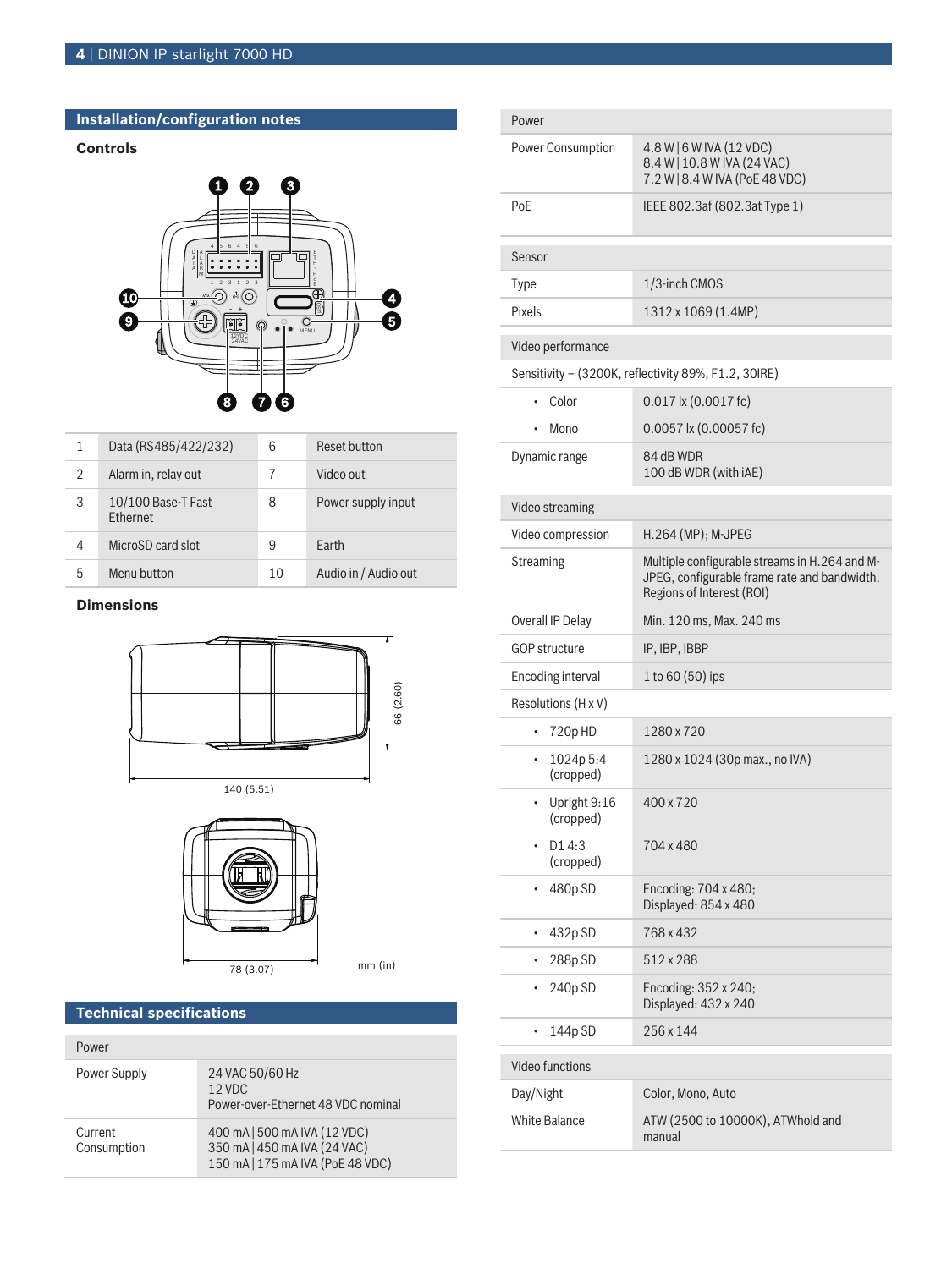## Installation/configuration notes

### Controls

| | | | |
|---|---|---|---|
| 1 | Data (RS485/422/232) | 6 | Reset button |
| 2 | Alarm in, relay out | 7 | Video out |
| 3 | 10/100 Base-T Fast Ethernet | 8 | Power supply input |
| 4 | MicroSD card slot | 9 | Earth |
| 5 | Menu button | 10 | Audio in / Audio out |

### Dimensions

140 (5.51)

66 (2.60)

78 (3.07)

mm (in)

## Technical specifications

| Power | |
|---|---|
| Power Supply | 24 VAC 50/60 Hz<br>12 VDC<br>Power-over-Ethernet 48 VDC nominal |
| Current Consumption | 400 mA \| 500 mA IVA (12 VDC)<br>350 mA \| 450 mA IVA (24 VAC)<br>150 mA \| 175 mA IVA (PoE 48 VDC) |
| Power Consumption | 4.8 W \| 6 W IVA (12 VDC)<br>8.4 W \| 10.8 W IVA (24 VAC)<br>7.2 W \| 8.4 W IVA (PoE 48 VDC) |
| PoE | IEEE 802.3af (802.3at Type 1) |

| Sensor | |
|---|---|
| Type | 1/3-inch CMOS |
| Pixels | 1312 x 1069 (1.4MP) |

| Video performance | |
|---|---|
| Sensitivity – (3200K, reflectivity 89%, F1.2, 30IRE) | |
| • Color | 0.017 lx (0.0017 fc) |
| • Mono | 0.0057 lx (0.00057 fc) |
| Dynamic range | 84 dB WDR<br>100 dB WDR (with iAE) |

| Video streaming | |
|---|---|
| Video compression | H.264 (MP); M-JPEG |
| Streaming | Multiple configurable streams in H.264 and M-JPEG, configurable frame rate and bandwidth. Regions of Interest (ROI) |
| Overall IP Delay | Min. 120 ms, Max. 240 ms |
| GOP structure | IP, IBP, IBBP |
| Encoding interval | 1 to 60 (50) ips |
| Resolutions (H x V) | |
| • 720p HD | 1280 x 720 |
| • 1024p 5:4 (cropped) | 1280 x 1024 (30p max., no IVA) |
| • Upright 9:16 (cropped) | 400 x 720 |
| • D1 4:3 (cropped) | 704 x 480 |
| • 480p SD | Encoding: 704 x 480;<br>Displayed: 854 x 480 |
| • 432p SD | 768 x 432 |
| • 288p SD | 512 x 288 |
| • 240p SD | Encoding: 352 x 240;<br>Displayed: 432 x 240 |
| • 144p SD | 256 x 144 |

| Video functions | |
|---|---|
| Day/Night | Color, Mono, Auto |
| White Balance | ATW (2500 to 10000K), ATWhold and manual |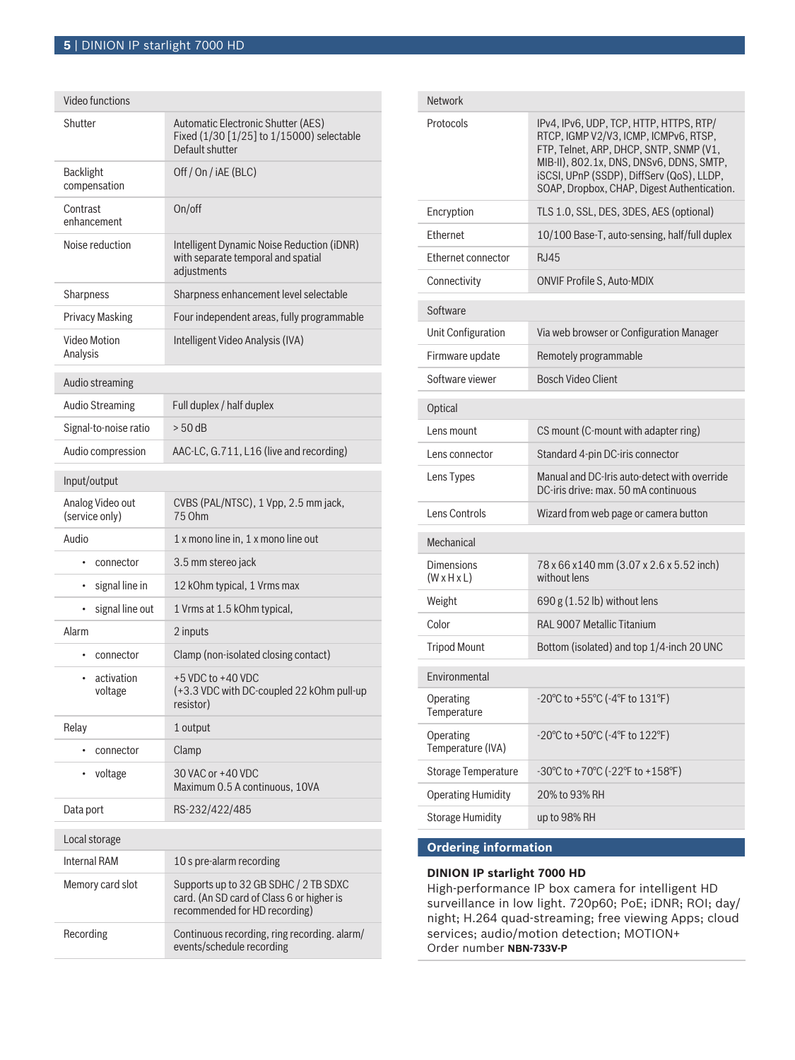| Video functions | |
|---|---|
| Shutter | Automatic Electronic Shutter (AES)<br>Fixed (1/30 [1/25] to 1/15000) selectable<br>Default shutter |
| Backlight compensation | Off / On / iAE (BLC) |
| Contrast enhancement | On/off |
| Noise reduction | Intelligent Dynamic Noise Reduction (iDNR) with separate temporal and spatial adjustments |
| Sharpness | Sharpness enhancement level selectable |
| Privacy Masking | Four independent areas, fully programmable |
| Video Motion Analysis | Intelligent Video Analysis (IVA) |

| Audio streaming | |
|---|---|
| Audio Streaming | Full duplex / half duplex |
| Signal-to-noise ratio | > 50 dB |
| Audio compression | AAC-LC, G.711, L16 (live and recording) |

| Input/output | |
|---|---|
| Analog Video out (service only) | CVBS (PAL/NTSC), 1 Vpp, 2.5 mm jack, 75 Ohm |
| Audio | 1 x mono line in, 1 x mono line out |
| • connector | 3.5 mm stereo jack |
| • signal line in | 12 kOhm typical, 1 Vrms max |
| • signal line out | 1 Vrms at 1.5 kOhm typical, |
| Alarm | 2 inputs |
| • connector | Clamp (non-isolated closing contact) |
| • activation voltage | +5 VDC to +40 VDC<br>(+3.3 VDC with DC-coupled 22 kOhm pull-up resistor) |
| Relay | 1 output |
| • connector | Clamp |
| • voltage | 30 VAC or +40 VDC<br>Maximum 0.5 A continuous, 10VA |
| Data port | RS-232/422/485 |

| Local storage | |
|---|---|
| Internal RAM | 10 s pre-alarm recording |
| Memory card slot | Supports up to 32 GB SDHC / 2 TB SDXC card. (An SD card of Class 6 or higher is recommended for HD recording) |
| Recording | Continuous recording, ring recording. alarm/ events/schedule recording |

| Network | |
|---|---|
| Protocols | IPv4, IPv6, UDP, TCP, HTTP, HTTPS, RTP/ RTCP, IGMP V2/V3, ICMP, ICMPv6, RTSP, FTP, Telnet, ARP, DHCP, SNTP, SNMP (V1, MIB-II), 802.1x, DNS, DNSv6, DDNS, SMTP, iSCSI, UPnP (SSDP), DiffServ (QoS), LLDP, SOAP, Dropbox, CHAP, Digest Authentication. |
| Encryption | TLS 1.0, SSL, DES, 3DES, AES (optional) |
| Ethernet | 10/100 Base-T, auto-sensing, half/full duplex |
| Ethernet connector | RJ45 |
| Connectivity | ONVIF Profile S, Auto-MDIX |

| Software | |
|---|---|
| Unit Configuration | Via web browser or Configuration Manager |
| Firmware update | Remotely programmable |
| Software viewer | Bosch Video Client |

| Optical | |
|---|---|
| Lens mount | CS mount (C-mount with adapter ring) |
| Lens connector | Standard 4-pin DC-iris connector |
| Lens Types | Manual and DC-Iris auto-detect with override<br>DC-iris drive: max. 50 mA continuous |
| Lens Controls | Wizard from web page or camera button |

| Mechanical | |
|---|---|
| Dimensions (W x H x L) | 78 x 66 x140 mm (3.07 x 2.6 x 5.52 inch) without lens |
| Weight | 690 g (1.52 lb) without lens |
| Color | RAL 9007 Metallic Titanium |
| Tripod Mount | Bottom (isolated) and top 1/4-inch 20 UNC |

| Environmental | |
|---|---|
| Operating Temperature | -20°C to +55°C (-4°F to 131°F) |
| Operating Temperature (IVA) | -20°C to +50°C (-4°F to 122°F) |
| Storage Temperature | -30°C to +70°C (-22°F to +158°F) |
| Operating Humidity | 20% to 93% RH |
| Storage Humidity | up to 98% RH |

## Ordering information

**DINION IP starlight 7000 HD**

High-performance IP box camera for intelligent HD surveillance in low light. 720p60; PoE; iDNR; ROI; day/night; H.264 quad-streaming; free viewing Apps; cloud services; audio/motion detection; MOTION+
Order number **NBN-733V-P**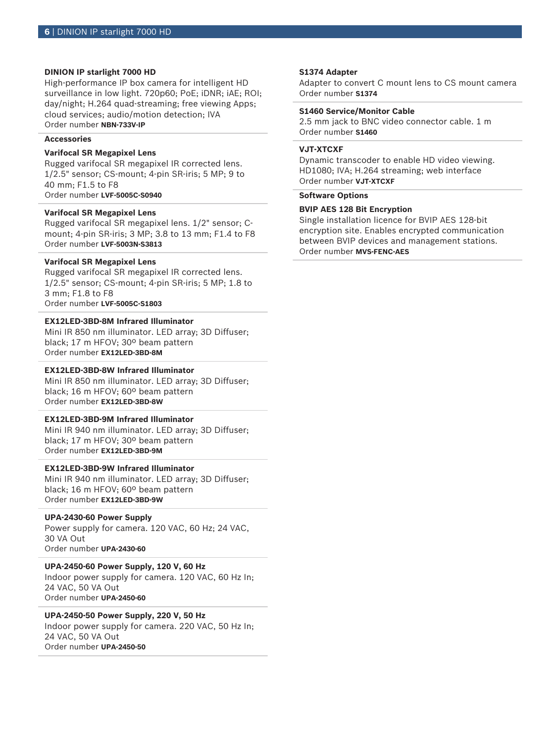**DINION IP starlight 7000 HD**

High-performance IP box camera for intelligent HD surveillance in low light. 720p60; PoE; iDNR; iAE; ROI; day/night; H.264 quad-streaming; free viewing Apps; cloud services; audio/motion detection; IVA

Order number **NBN-733V-IP**

**Accessories**

**Varifocal SR Megapixel Lens**

Rugged varifocal SR megapixel IR corrected lens. 1/2.5" sensor; CS-mount; 4-pin SR-iris; 5 MP; 9 to 40 mm; F1.5 to F8

Order number **LVF-5005C-S0940**

**Varifocal SR Megapixel Lens**

Rugged varifocal SR megapixel lens. 1/2" sensor; C-mount; 4-pin SR-iris; 3 MP; 3.8 to 13 mm; F1.4 to F8

Order number **LVF-5003N-S3813**

**Varifocal SR Megapixel Lens**

Rugged varifocal SR megapixel IR corrected lens. 1/2.5" sensor; CS-mount; 4-pin SR-iris; 5 MP; 1.8 to 3 mm; F1.8 to F8

Order number **LVF-5005C-S1803**

**EX12LED-3BD-8M Infrared Illuminator**

Mini IR 850 nm illuminator. LED array; 3D Diffuser; black; 17 m HFOV; 30º beam pattern

Order number **EX12LED-3BD-8M**

**EX12LED-3BD-8W Infrared Illuminator**

Mini IR 850 nm illuminator. LED array; 3D Diffuser; black; 16 m HFOV; 60º beam pattern

Order number **EX12LED-3BD-8W**

**EX12LED-3BD-9M Infrared Illuminator**

Mini IR 940 nm illuminator. LED array; 3D Diffuser; black; 17 m HFOV; 30º beam pattern

Order number **EX12LED-3BD-9M**

**EX12LED-3BD-9W Infrared Illuminator**

Mini IR 940 nm illuminator. LED array; 3D Diffuser; black; 16 m HFOV; 60º beam pattern

Order number **EX12LED-3BD-9W**

**UPA-2430-60 Power Supply**

Power supply for camera. 120 VAC, 60 Hz; 24 VAC, 30 VA Out

Order number **UPA-2430-60**

**UPA-2450-60 Power Supply, 120 V, 60 Hz**

Indoor power supply for camera. 120 VAC, 60 Hz In; 24 VAC, 50 VA Out

Order number **UPA-2450-60**

**UPA-2450-50 Power Supply, 220 V, 50 Hz**

Indoor power supply for camera. 220 VAC, 50 Hz In; 24 VAC, 50 VA Out

Order number **UPA-2450-50**

**S1374 Adapter**

Adapter to convert C mount lens to CS mount camera

Order number **S1374**

**S1460 Service/Monitor Cable**

2.5 mm jack to BNC video connector cable. 1 m

Order number **S1460**

**VJT-XTCXF**

Dynamic transcoder to enable HD video viewing. HD1080; IVA; H.264 streaming; web interface

Order number **VJT-XTCXF**

**Software Options**

**BVIP AES 128 Bit Encryption**

Single installation licence for BVIP AES 128-bit encryption site. Enables encrypted communication between BVIP devices and management stations.

Order number **MVS-FENC-AES**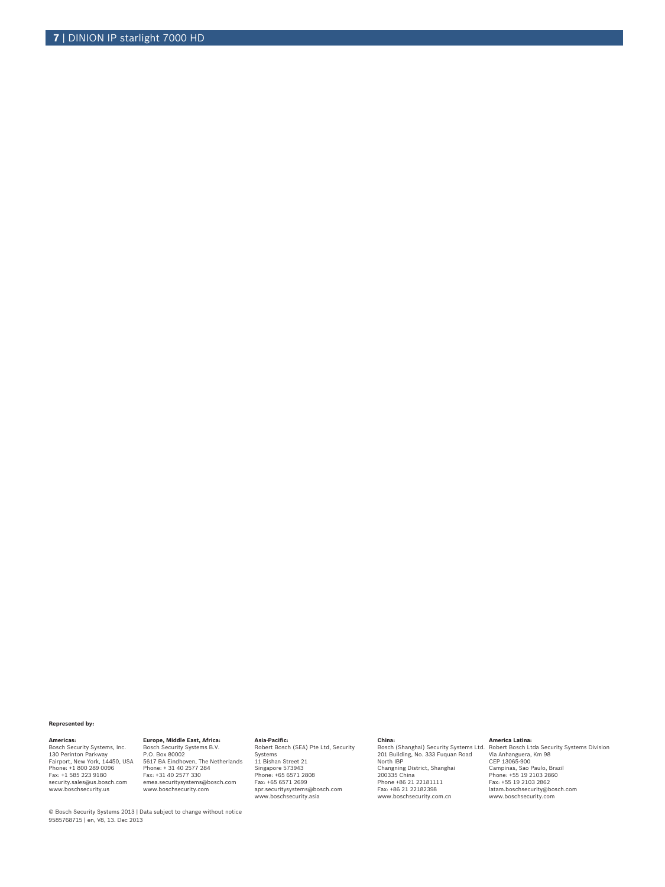**Represented by:**

**Americas:**
Bosch Security Systems, Inc.
130 Perinton Parkway
Fairport, New York, 14450, USA
Phone: +1 800 289 0096
Fax: +1 585 223 9180
security.sales@us.bosch.com
www.boschsecurity.us

**Europe, Middle East, Africa:**
Bosch Security Systems B.V.
P.O. Box 80002
5617 BA Eindhoven, The Netherlands
Phone: + 31 40 2577 284
Fax: +31 40 2577 330
emea.securitysystems@bosch.com
www.boschsecurity.com

**Asia-Pacific:**
Robert Bosch (SEA) Pte Ltd, Security Systems
11 Bishan Street 21
Singapore 573943
Phone: +65 6571 2808
Fax: +65 6571 2699
apr.securitysystems@bosch.com
www.boschsecurity.asia

**China:**
Bosch (Shanghai) Security Systems Ltd.
201 Building, No. 333 Fuquan Road
North IBP
Changning District, Shanghai
200335 China
Phone +86 21 22181111
Fax: +86 21 22182398
www.boschsecurity.com.cn

**America Latina:**
Robert Bosch Ltda Security Systems Division
Via Anhanguera, Km 98
CEP 13065-900
Campinas, Sao Paulo, Brazil
Phone: +55 19 2103 2860
Fax: +55 19 2103 2862
latam.boschsecurity@bosch.com
www.boschsecurity.com

© Bosch Security Systems 2013 | Data subject to change without notice
9585768715 | en, V8, 13. Dec 2013